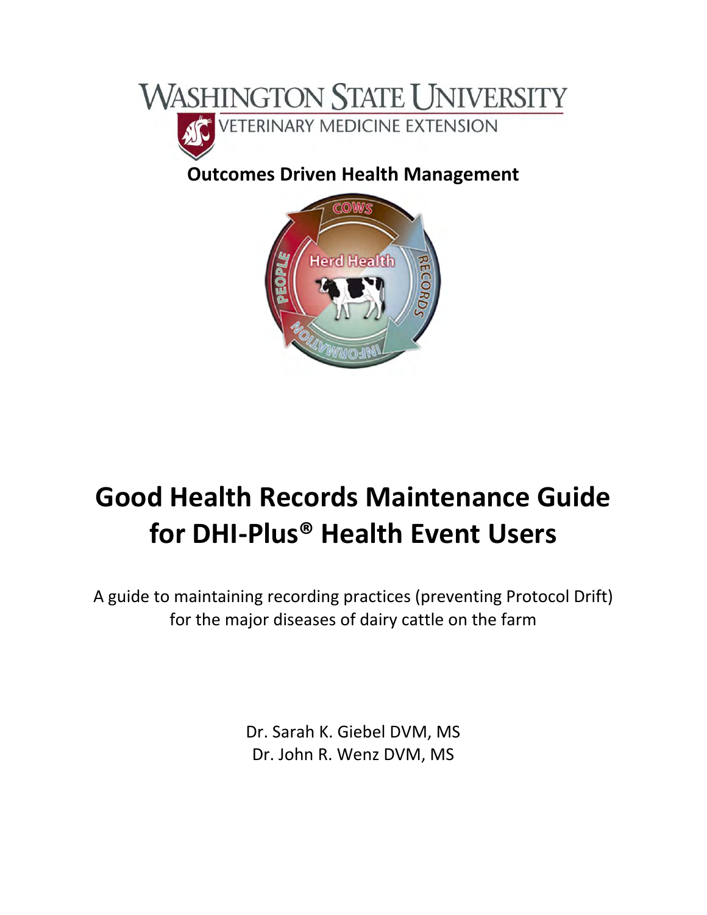Washington State University

Veterinary Medicine Extension

**Outcomes Driven Health Management**

# Good Health Records Maintenance Guide for DHI-Plus® Health Event Users

A guide to maintaining recording practices (preventing Protocol Drift) for the major diseases of dairy cattle on the farm

Dr. Sarah K. Giebel DVM, MS

Dr. John R. Wenz DVM, MS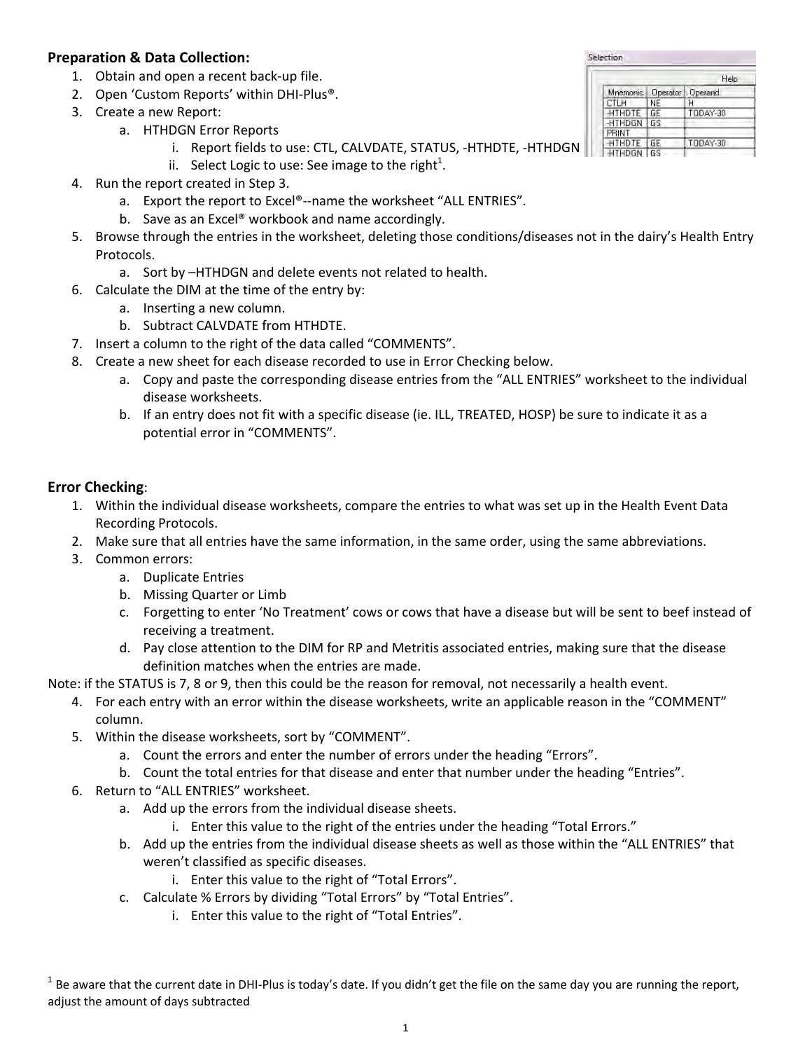**Preparation & Data Collection:**

1. Obtain and open a recent back-up file.
2. Open 'Custom Reports' within DHI-Plus®.
3. Create a new Report:
   a. HTHDGN Error Reports
      i. Report fields to use: CTL, CALVDATE, STATUS, -HTHDTE, -HTHDGN
      ii. Select Logic to use: See image to the right[1].

Selection

| Mnemonic | Operator | Operand |
| --- | --- | --- |
| CTLH | NE | H |
| -HTHDTE | GE | TODAY-30 |
| -HTHDGN | GS | |
| PRINT | | |
| -HTHDTE | GE | TODAY-30 |
| -HTHDGN | GS | |

4. Run the report created in Step 3.
   a. Export the report to Excel®--name the worksheet "ALL ENTRIES".
   b. Save as an Excel® workbook and name accordingly.
5. Browse through the entries in the worksheet, deleting those conditions/diseases not in the dairy's Health Entry Protocols.
   a. Sort by –HTHDGN and delete events not related to health.
6. Calculate the DIM at the time of the entry by:
   a. Inserting a new column.
   b. Subtract CALVDATE from HTHDTE.
7. Insert a column to the right of the data called "COMMENTS".
8. Create a new sheet for each disease recorded to use in Error Checking below.
   a. Copy and paste the corresponding disease entries from the "ALL ENTRIES" worksheet to the individual disease worksheets.
   b. If an entry does not fit with a specific disease (ie. ILL, TREATED, HOSP) be sure to indicate it as a potential error in "COMMENTS".

**Error Checking**:

1. Within the individual disease worksheets, compare the entries to what was set up in the Health Event Data Recording Protocols.
2. Make sure that all entries have the same information, in the same order, using the same abbreviations.
3. Common errors:
   a. Duplicate Entries
   b. Missing Quarter or Limb
   c. Forgetting to enter 'No Treatment' cows or cows that have a disease but will be sent to beef instead of receiving a treatment.
   d. Pay close attention to the DIM for RP and Metritis associated entries, making sure that the disease definition matches when the entries are made.

Note: if the STATUS is 7, 8 or 9, then this could be the reason for removal, not necessarily a health event.

4. For each entry with an error within the disease worksheets, write an applicable reason in the "COMMENT" column.
5. Within the disease worksheets, sort by "COMMENT".
   a. Count the errors and enter the number of errors under the heading "Errors".
   b. Count the total entries for that disease and enter that number under the heading "Entries".
6. Return to "ALL ENTRIES" worksheet.
   a. Add up the errors from the individual disease sheets.
      i. Enter this value to the right of the entries under the heading "Total Errors."
   b. Add up the entries from the individual disease sheets as well as those within the "ALL ENTRIES" that weren't classified as specific diseases.
      i. Enter this value to the right of "Total Errors".
   c. Calculate % Errors by dividing "Total Errors" by "Total Entries".
      i. Enter this value to the right of "Total Entries".

[1] Be aware that the current date in DHI-Plus is today's date. If you didn't get the file on the same day you are running the report, adjust the amount of days subtracted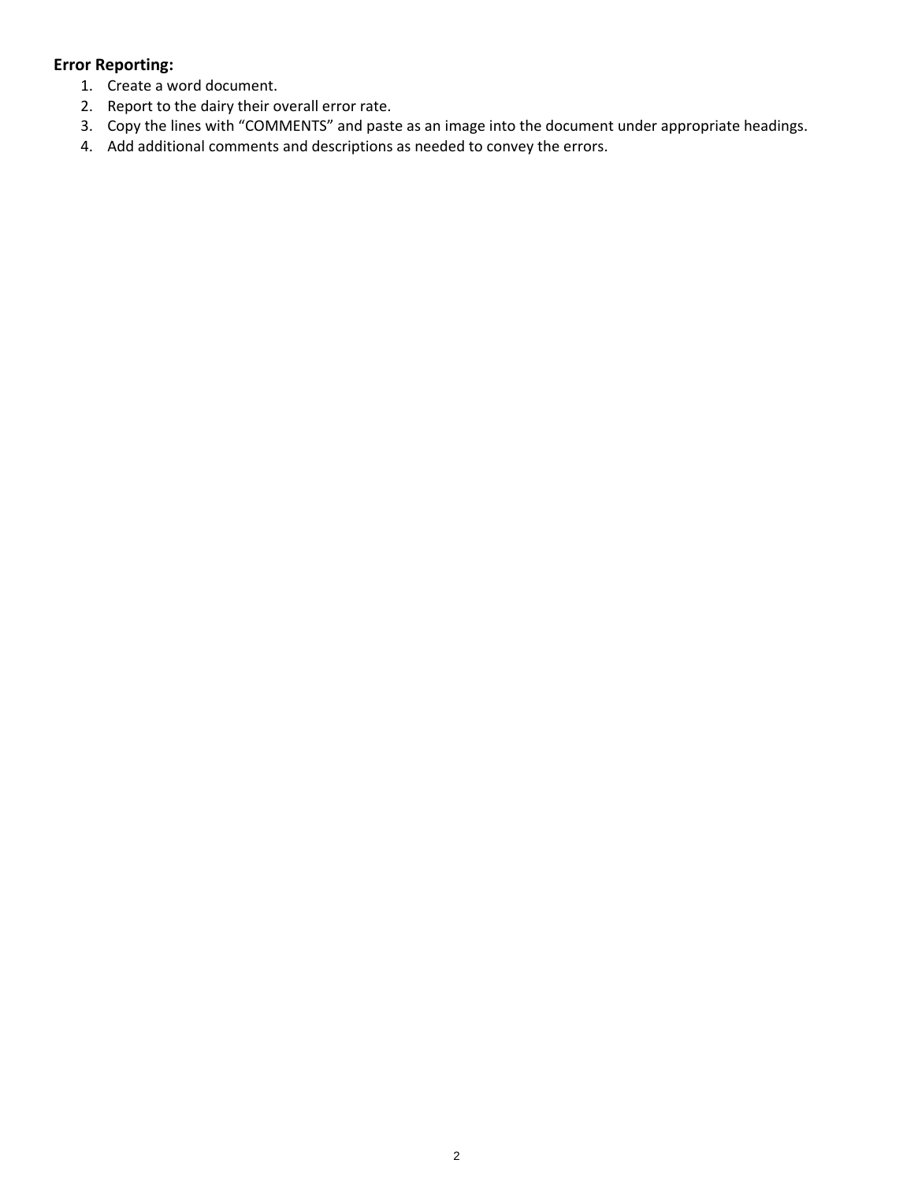**Error Reporting:**

1. Create a word document.
2. Report to the dairy their overall error rate.
3. Copy the lines with "COMMENTS" and paste as an image into the document under appropriate headings.
4. Add additional comments and descriptions as needed to convey the errors.